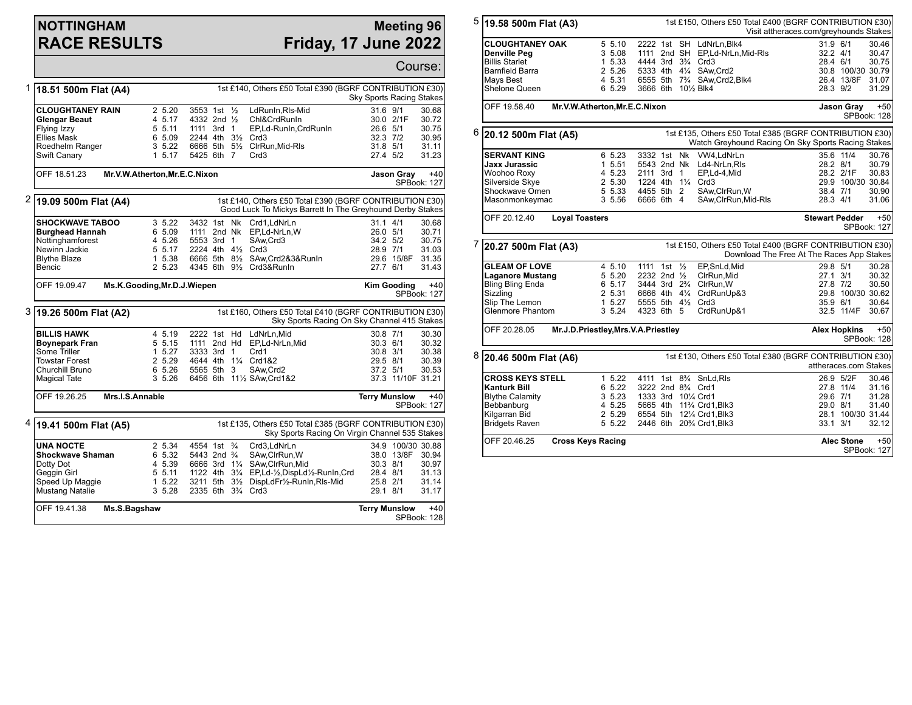# NOTTINGHAM RACE RESULTS

## Meeting 96 — Friday, 17 June 2022

Course:

### 1 — 18.51 500m Flat (A4)

1st £140, Others £50 Total £390 (BGRF CONTRIBUTION £30) Sky Sports Racing Stakes

| Greyhound | Trap | Split | Sectionals | Pos | Dist | Comment | Weight | SP | Time |
|---|---|---|---|---|---|---|---|---|---|
| **CLOUGHTANEY RAIN** | 2 | 5.20 | 3553 | 1st | ½ | LdRunIn,Rls-Mid | 31.6 | 9/1 | 30.68 |
| **Glengar Beaut** | 4 | 5.17 | 4332 | 2nd | ½ | Chl&CrdRunIn | 30.0 | 2/1F | 30.72 |
| Flying Izzy | 5 | 5.11 | 1111 | 3rd | 1 | EP,Ld-RunIn,CrdRunIn | 26.6 | 5/1 | 30.75 |
| Ellies Mask | 6 | 5.09 | 2244 | 4th | 3½ | Crd3 | 32.3 | 7/2 | 30.95 |
| Roedhelm Ranger | 3 | 5.22 | 6666 | 5th | 5½ | ClrRun,Mid-Rls | 31.8 | 5/1 | 31.11 |
| Swift Canary | 1 | 5.17 | 5425 | 6th | 7 | Crd3 | 27.4 | 5/2 | 31.23 |

OFF 18.51.23 — Mr.V.W.Atherton,Mr.E.C.Nixon — **Jason Gray** +40 — SPBook: 127

### 2 — 19.09 500m Flat (A4)

1st £140, Others £50 Total £390 (BGRF CONTRIBUTION £30) Good Luck To Mickys Barrett In The Greyhound Derby Stakes

| Greyhound | Trap | Split | Sectionals | Pos | Dist | Comment | Weight | SP | Time |
|---|---|---|---|---|---|---|---|---|---|
| **SHOCKWAVE TABOO** | 3 | 5.22 | 3432 | 1st | Nk | Crd1,LdNrLn | 31.1 | 4/1 | 30.68 |
| **Burghead Hannah** | 6 | 5.09 | 1111 | 2nd | Nk | EP,Ld-NrLn,W | 26.0 | 5/1 | 30.71 |
| Nottinghamforest | 4 | 5.26 | 5553 | 3rd | 1 | SAw,Crd3 | 34.2 | 5/2 | 30.75 |
| Newinn Jackie | 5 | 5.17 | 2224 | 4th | 4½ | Crd3 | 28.9 | 7/1 | 31.03 |
| Blythe Blaze | 1 | 5.38 | 6666 | 5th | 8½ | SAw,Crd2&3&RunIn | 29.6 | 15/8F | 31.35 |
| Bencic | 2 | 5.23 | 4345 | 6th | 9½ | Crd3&RunIn | 27.7 | 6/1 | 31.43 |

OFF 19.09.47 — Ms.K.Gooding,Mr.D.J.Wiepen — **Kim Gooding** +40 — SPBook: 127

### 3 — 19.26 500m Flat (A2)

1st £160, Others £50 Total £410 (BGRF CONTRIBUTION £30) Sky Sports Racing On Sky Channel 415 Stakes

| Greyhound | Trap | Split | Sectionals | Pos | Dist | Comment | Weight | SP | Time |
|---|---|---|---|---|---|---|---|---|---|
| **BILLIS HAWK** | 4 | 5.19 | 2222 | 1st | Hd | LdNrLn,Mid | 30.8 | 7/1 | 30.30 |
| **Boynepark Fran** | 5 | 5.15 | 1111 | 2nd | Hd | EP,Ld-NrLn,Mid | 30.3 | 6/1 | 30.32 |
| Some Triller | 1 | 5.27 | 3333 | 3rd | 1 | Crd1 | 30.8 | 3/1 | 30.38 |
| Towstar Forest | 2 | 5.29 | 4644 | 4th | 1¼ | Crd1&2 | 29.5 | 8/1 | 30.39 |
| Churchill Bruno | 6 | 5.26 | 5565 | 5th | 3 | SAw,Crd2 | 37.2 | 5/1 | 30.53 |
| Magical Tate | 3 | 5.26 | 6456 | 6th | 11½ | SAw,Crd1&2 | 37.3 | 11/10F | 31.21 |

OFF 19.26.25 — Mrs.I.S.Annable — **Terry Munslow** +40 — SPBook: 127

### 4 — 19.41 500m Flat (A5)

1st £135, Others £50 Total £385 (BGRF CONTRIBUTION £30) Sky Sports Racing On Virgin Channel 535 Stakes

| Greyhound | Trap | Split | Sectionals | Pos | Dist | Comment | Weight | SP | Time |
|---|---|---|---|---|---|---|---|---|---|
| **UNA NOCTE** | 2 | 5.34 | 4554 | 1st | ¾ | Crd3,LdNrLn | 34.9 | 100/30 | 30.88 |
| **Shockwave Shaman** | 6 | 5.32 | 5443 | 2nd | ¾ | SAw,ClrRun,W | 38.0 | 13/8F | 30.94 |
| Dotty Dot | 4 | 5.39 | 6666 | 3rd | 1¼ | SAw,ClrRun,Mid | 30.3 | 8/1 | 30.97 |
| Geggin Girl | 5 | 5.11 | 1122 | 4th | 3¼ | EP,Ld-½,DispLd½-RunIn,Crd | 28.4 | 8/1 | 31.13 |
| Speed Up Maggie | 1 | 5.22 | 3211 | 5th | 3½ | DispLdFr½-RunIn,Rls-Mid | 25.8 | 2/1 | 31.14 |
| Mustang Natalie | 3 | 5.28 | 2335 | 6th | 3¾ | Crd3 | 29.1 | 8/1 | 31.17 |

OFF 19.41.38 — Ms.S.Bagshaw — **Terry Munslow** +40 — SPBook: 128

### 5 — 19.58 500m Flat (A3)

1st £150, Others £50 Total £400 (BGRF CONTRIBUTION £30) Visit attheraces.com/greyhounds Stakes

| Greyhound | Trap | Split | Sectionals | Pos | Dist | Comment | Weight | SP | Time |
|---|---|---|---|---|---|---|---|---|---|
| **CLOUGHTANEY OAK** | 5 | 5.10 | 2222 | 1st | SH | LdNrLn,Blk4 | 31.9 | 6/1 | 30.46 |
| **Denville Peg** | 3 | 5.08 | 1111 | 2nd | SH | EP,Ld-NrLn,Mid-Rls | 32.2 | 4/1 | 30.47 |
| Billis Starlet | 1 | 5.33 | 4444 | 3rd | 3¾ | Crd3 | 28.4 | 6/1 | 30.75 |
| Barnfield Barra | 2 | 5.26 | 5333 | 4th | 4¼ | SAw,Crd2 | 30.8 | 100/30 | 30.79 |
| Mays Best | 4 | 5.31 | 6555 | 5th | 7¾ | SAw,Crd2,Blk4 | 26.4 | 13/8F | 31.07 |
| Shelone Queen | 6 | 5.29 | 3666 | 6th | 10½ | Blk4 | 28.3 | 9/2 | 31.29 |

OFF 19.58.40 — Mr.V.W.Atherton,Mr.E.C.Nixon — **Jason Gray** +50 — SPBook: 128

### 6 — 20.12 500m Flat (A5)

1st £135, Others £50 Total £385 (BGRF CONTRIBUTION £30) Watch Greyhound Racing On Sky Sports Racing Stakes

| Greyhound | Trap | Split | Sectionals | Pos | Dist | Comment | Weight | SP | Time |
|---|---|---|---|---|---|---|---|---|---|
| **SERVANT KING** | 6 | 5.23 | 3332 | 1st | Nk | VW4,LdNrLn | 35.6 | 11/4 | 30.76 |
| **Jaxx Jurassic** | 1 | 5.51 | 5543 | 2nd | Nk | Ld4-NrLn,Rls | 28.2 | 8/1 | 30.79 |
| Woohoo Roxy | 4 | 5.23 | 2111 | 3rd | 1 | EP,Ld-4,Mid | 28.2 | 2/1F | 30.83 |
| Silverside Skye | 2 | 5.30 | 1224 | 4th | 1¼ | Crd3 | 29.9 | 100/30 | 30.84 |
| Shockwave Omen | 5 | 5.33 | 4455 | 5th | 2 | SAw,ClrRun,W | 38.4 | 7/1 | 30.90 |
| Masonmonkeymac | 3 | 5.56 | 6666 | 6th | 4 | SAw,ClrRun,Mid-Rls | 28.3 | 4/1 | 31.06 |

OFF 20.12.40 — Loyal Toasters — **Stewart Pedder** +50 — SPBook: 127

### 7 — 20.27 500m Flat (A3)

1st £150, Others £50 Total £400 (BGRF CONTRIBUTION £30) Download The Free At The Races App Stakes

| Greyhound | Trap | Split | Sectionals | Pos | Dist | Comment | Weight | SP | Time |
|---|---|---|---|---|---|---|---|---|---|
| **GLEAM OF LOVE** | 4 | 5.10 | 1111 | 1st | ½ | EP,SnLd,Mid | 29.8 | 5/1 | 30.28 |
| **Laganore Mustang** | 5 | 5.20 | 2232 | 2nd | ½ | ClrRun,Mid | 27.1 | 3/1 | 30.32 |
| Bling Bling Enda | 6 | 5.17 | 3444 | 3rd | 2¾ | ClrRun,W | 27.8 | 7/2 | 30.50 |
| Sizzling | 2 | 5.31 | 6666 | 4th | 4¼ | CrdRunUp&3 | 29.8 | 100/30 | 30.62 |
| Slip The Lemon | 1 | 5.27 | 5555 | 5th | 4½ | Crd3 | 35.9 | 6/1 | 30.64 |
| Glenmore Phantom | 3 | 5.24 | 4323 | 6th | 5 | CrdRunUp&1 | 32.5 | 11/4F | 30.67 |

OFF 20.28.05 — Mr.J.D.Priestley,Mrs.V.A.Priestley — **Alex Hopkins** +50 — SPBook: 128

### 8 — 20.46 500m Flat (A6)

1st £130, Others £50 Total £380 (BGRF CONTRIBUTION £30) attheraces.com Stakes

| Greyhound | Trap | Split | Sectionals | Pos | Dist | Comment | Weight | SP | Time |
|---|---|---|---|---|---|---|---|---|---|
| **CROSS KEYS STELL** | 1 | 5.22 | 4111 | 1st | 8¾ | SnLd,Rls | 26.9 | 5/2F | 30.46 |
| **Kanturk Bill** | 6 | 5.22 | 3222 | 2nd | 8¾ | Crd1 | 27.8 | 11/4 | 31.16 |
| Blythe Calamity | 3 | 5.23 | 1333 | 3rd | 10¼ | Crd1 | 29.6 | 7/1 | 31.28 |
| Bebbanburg | 4 | 5.25 | 5665 | 4th | 11¾ | Crd1,Blk3 | 29.0 | 8/1 | 31.40 |
| Kilgarran Bid | 2 | 5.29 | 6554 | 5th | 12¼ | Crd1,Blk3 | 28.1 | 100/30 | 31.44 |
| Bridgets Raven | 5 | 5.22 | 2446 | 6th | 20¾ | Crd1,Blk3 | 33.1 | 3/1 | 32.12 |

OFF 20.46.25 — Cross Keys Racing — **Alec Stone** +50 — SPBook: 127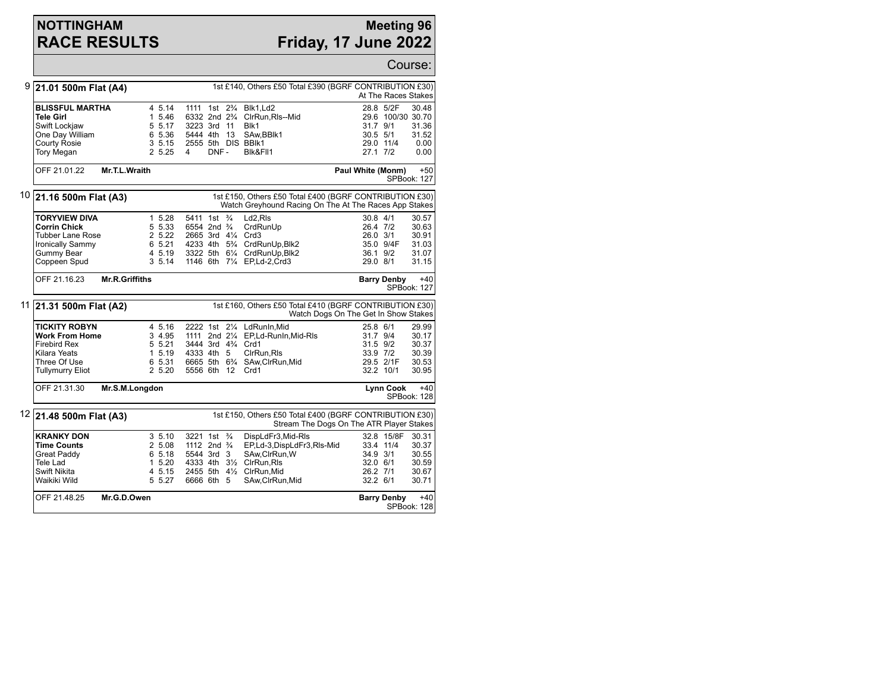# NOTTINGHAM RACE RESULTS

## Meeting 96 Friday, 17 June 2022

Course:

### 9 — 21.01 500m Flat (A4)

1st £140, Others £50 Total £390 (BGRF CONTRIBUTION £30)
At The Races Stakes

| | | | | | | | | | | |
|---|---|---|---|---|---|---|---|---|---|---|
| **BLISSFUL MARTHA** | 4 | 5.14 | 1111 | 1st | 2¾ | Blk1,Ld2 | 28.8 | 5/2F | 30.48 |
| **Tele Girl** | 1 | 5.46 | 6332 | 2nd | 2¾ | ClrRun,Rls--Mid | 29.6 | 100/30 | 30.70 |
| Swift Lockjaw | 5 | 5.17 | 3223 | 3rd | 11 | Blk1 | 31.7 | 9/1 | 31.36 |
| One Day William | 6 | 5.36 | 5444 | 4th | 13 | SAw,BBlk1 | 30.5 | 5/1 | 31.52 |
| Courty Rosie | 3 | 5.15 | 2555 | 5th | DIS | BBlk1 | 29.0 | 11/4 | 0.00 |
| Tory Megan | 2 | 5.25 | 4 | DNF | - | Blk&Fll1 | 27.1 | 7/2 | 0.00 |

OFF 21.01.22 **Mr.T.L.Wraith** **Paul White (Monm)** +50 SPBook: 127

### 10 — 21.16 500m Flat (A3)

1st £150, Others £50 Total £400 (BGRF CONTRIBUTION £30)
Watch Greyhound Racing On The At The Races App Stakes

| | | | | | | | | | | |
|---|---|---|---|---|---|---|---|---|---|---|
| **TORYVIEW DIVA** | 1 | 5.28 | 5411 | 1st | ¾ | Ld2,Rls | 30.8 | 4/1 | 30.57 |
| **Corrin Chick** | 5 | 5.33 | 6554 | 2nd | ¾ | CrdRunUp | 26.4 | 7/2 | 30.63 |
| Tubber Lane Rose | 2 | 5.22 | 2665 | 3rd | 4¼ | Crd3 | 26.0 | 3/1 | 30.91 |
| Ironically Sammy | 6 | 5.21 | 4233 | 4th | 5¾ | CrdRunUp,Blk2 | 35.0 | 9/4F | 31.03 |
| Gummy Bear | 4 | 5.19 | 3322 | 5th | 6¼ | CrdRunUp,Blk2 | 36.1 | 9/2 | 31.07 |
| Coppeen Spud | 3 | 5.14 | 1146 | 6th | 7¼ | EP,Ld-2,Crd3 | 29.0 | 8/1 | 31.15 |

OFF 21.16.23 **Mr.R.Griffiths** **Barry Denby** +40 SPBook: 127

### 11 — 21.31 500m Flat (A2)

1st £160, Others £50 Total £410 (BGRF CONTRIBUTION £30)
Watch Dogs On The Get In Show Stakes

| | | | | | | | | | | |
|---|---|---|---|---|---|---|---|---|---|---|
| **TICKITY ROBYN** | 4 | 5.16 | 2222 | 1st | 2¼ | LdRunIn,Mid | 25.8 | 6/1 | 29.99 |
| **Work From Home** | 3 | 4.95 | 1111 | 2nd | 2¼ | EP,Ld-RunIn,Mid-Rls | 31.7 | 9/4 | 30.17 |
| Firebird Rex | 5 | 5.21 | 3444 | 3rd | 4¾ | Crd1 | 31.5 | 9/2 | 30.37 |
| Kilara Yeats | 1 | 5.19 | 4333 | 4th | 5 | ClrRun,Rls | 33.9 | 7/2 | 30.39 |
| Three Of Use | 6 | 5.31 | 6665 | 5th | 6¾ | SAw,ClrRun,Mid | 29.5 | 2/1F | 30.53 |
| Tullymurry Eliot | 2 | 5.20 | 5556 | 6th | 12 | Crd1 | 32.2 | 10/1 | 30.95 |

OFF 21.31.30 **Mr.S.M.Longdon** **Lynn Cook** +40 SPBook: 128

### 12 — 21.48 500m Flat (A3)

1st £150, Others £50 Total £400 (BGRF CONTRIBUTION £30)
Stream The Dogs On The ATR Player Stakes

| | | | | | | | | | | |
|---|---|---|---|---|---|---|---|---|---|---|
| **KRANKY DON** | 3 | 5.10 | 3221 | 1st | ¾ | DispLdFr3,Mid-Rls | 32.8 | 15/8F | 30.31 |
| **Time Counts** | 2 | 5.08 | 1112 | 2nd | ¾ | EP,Ld-3,DispLdFr3,Rls-Mid | 33.4 | 11/4 | 30.37 |
| Great Paddy | 6 | 5.18 | 5544 | 3rd | 3 | SAw,ClrRun,W | 34.9 | 3/1 | 30.55 |
| Tele Lad | 1 | 5.20 | 4333 | 4th | 3½ | ClrRun,Rls | 32.0 | 6/1 | 30.59 |
| Swift Nikita | 4 | 5.15 | 2455 | 5th | 4½ | ClrRun,Mid | 26.2 | 7/1 | 30.67 |
| Waikiki Wild | 5 | 5.27 | 6666 | 6th | 5 | SAw,ClrRun,Mid | 32.2 | 6/1 | 30.71 |

OFF 21.48.25 **Mr.G.D.Owen** **Barry Denby** +40 SPBook: 128